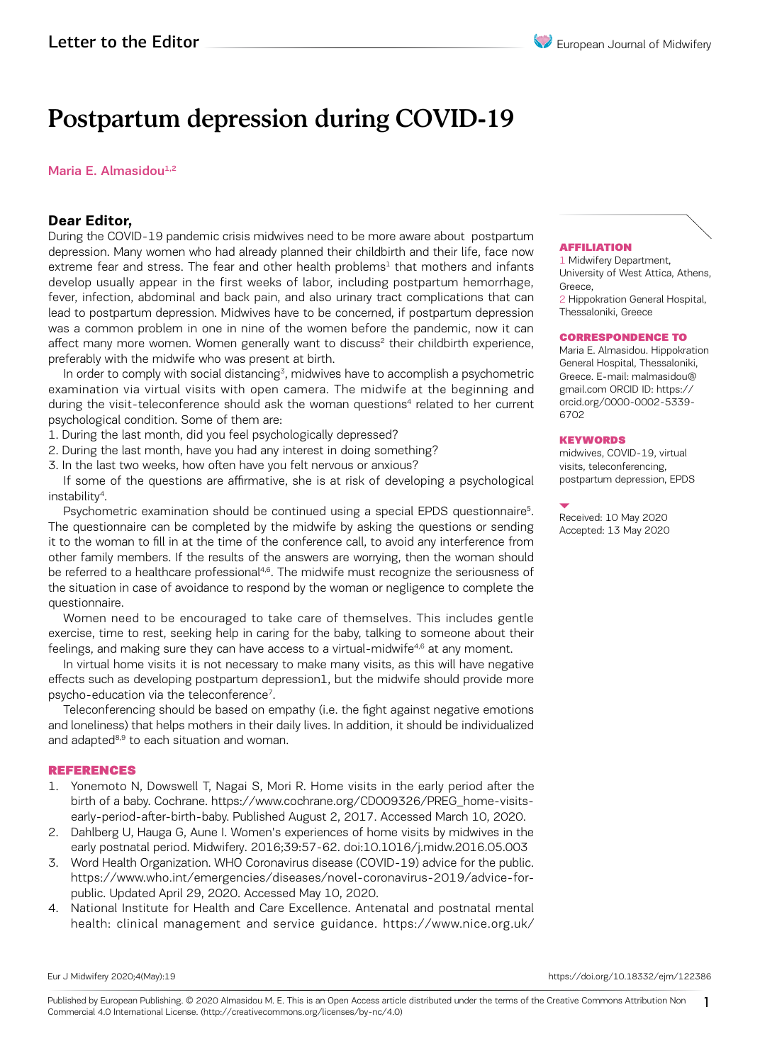# Postpartum depression during COVID-19

Maria E. Almasidou[1,2]

**AFFILIATION**

1 Midwifery Department, University of West Attica, Athens, Greece,
2 Hippokration General Hospital, Thessaloniki, Greece

**CORRESPONDENCE TO**

Maria E. Almasidou. Hippokration General Hospital, Thessaloniki, Greece. E-mail: malmasidou@gmail.com ORCID ID: https://orcid.org/0000-0002-5339-6702

**KEYWORDS**

midwives, COVID-19, virtual visits, teleconferencing, postpartum depression, EPDS

Received: 10 May 2020
Accepted: 13 May 2020

## Dear Editor,

During the COVID-19 pandemic crisis midwives need to be more aware about postpartum depression. Many women who had already planned their childbirth and their life, face now extreme fear and stress. The fear and other health problems[1] that mothers and infants develop usually appear in the first weeks of labor, including postpartum hemorrhage, fever, infection, abdominal and back pain, and also urinary tract complications that can lead to postpartum depression. Midwives have to be concerned, if postpartum depression was a common problem in one in nine of the women before the pandemic, now it can affect many more women. Women generally want to discuss[2] their childbirth experience, preferably with the midwife who was present at birth.

In order to comply with social distancing[3], midwives have to accomplish a psychometric examination via virtual visits with open camera. The midwife at the beginning and during the visit-teleconference should ask the woman questions[4] related to her current psychological condition. Some of them are:

1. During the last month, did you feel psychologically depressed?
2. During the last month, have you had any interest in doing something?
3. In the last two weeks, how often have you felt nervous or anxious?

If some of the questions are affirmative, she is at risk of developing a psychological instability[4].

Psychometric examination should be continued using a special EPDS questionnaire[5]. The questionnaire can be completed by the midwife by asking the questions or sending it to the woman to fill in at the time of the conference call, to avoid any interference from other family members. If the results of the answers are worrying, then the woman should be referred to a healthcare professional[4,6]. The midwife must recognize the seriousness of the situation in case of avoidance to respond by the woman or negligence to complete the questionnaire.

Women need to be encouraged to take care of themselves. This includes gentle exercise, time to rest, seeking help in caring for the baby, talking to someone about their feelings, and making sure they can have access to a virtual-midwife[4,6] at any moment.

In virtual home visits it is not necessary to make many visits, as this will have negative effects such as developing postpartum depression1, but the midwife should provide more psycho-education via the teleconference[7].

Teleconferencing should be based on empathy (i.e. the fight against negative emotions and loneliness) that helps mothers in their daily lives. In addition, it should be individualized and adapted[8,9] to each situation and woman.

## REFERENCES

1. Yonemoto N, Dowswell T, Nagai S, Mori R. Home visits in the early period after the birth of a baby. Cochrane. https://www.cochrane.org/CD009326/PREG_home-visits-early-period-after-birth-baby. Published August 2, 2017. Accessed March 10, 2020.
2. Dahlberg U, Hauga G, Aune I. Women's experiences of home visits by midwives in the early postnatal period. Midwifery. 2016;39:57-62. doi:10.1016/j.midw.2016.05.003
3. Word Health Organization. WHO Coronavirus disease (COVID-19) advice for the public. https://www.who.int/emergencies/diseases/novel-coronavirus-2019/advice-for-public. Updated April 29, 2020. Accessed May 10, 2020.
4. National Institute for Health and Care Excellence. Antenatal and postnatal mental health: clinical management and service guidance. https://www.nice.org.uk/

Published by European Publishing. © 2020 Almasidou M. E. This is an Open Access article distributed under the terms of the Creative Commons Attribution Non Commercial 4.0 International License. (http://creativecommons.org/licenses/by-nc/4.0)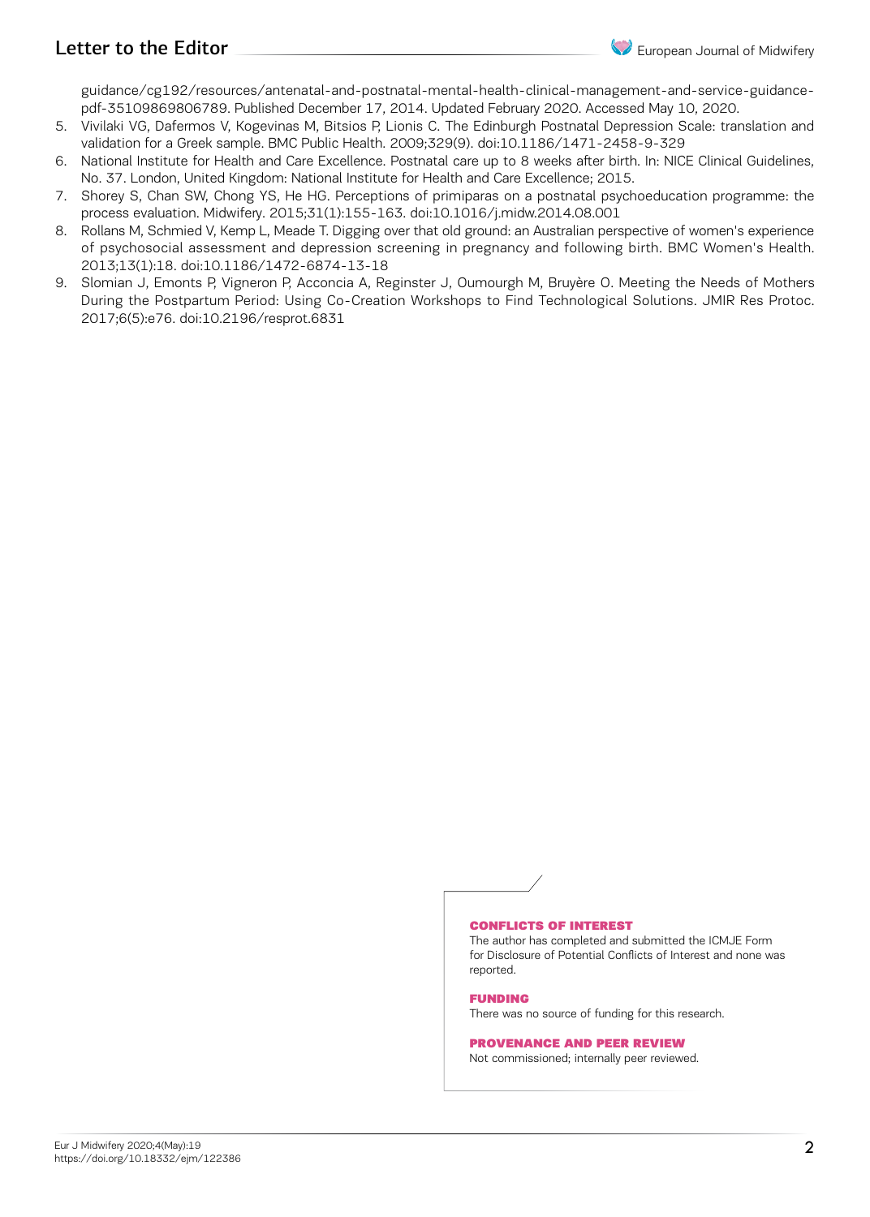guidance/cg192/resources/antenatal-and-postnatal-mental-health-clinical-management-and-service-guidance-pdf-35109869806789. Published December 17, 2014. Updated February 2020. Accessed May 10, 2020.

5. Vivilaki VG, Dafermos V, Kogevinas M, Bitsios P, Lionis C. The Edinburgh Postnatal Depression Scale: translation and validation for a Greek sample. BMC Public Health. 2009;329(9). doi:10.1186/1471-2458-9-329
6. National Institute for Health and Care Excellence. Postnatal care up to 8 weeks after birth. In: NICE Clinical Guidelines, No. 37. London, United Kingdom: National Institute for Health and Care Excellence; 2015.
7. Shorey S, Chan SW, Chong YS, He HG. Perceptions of primiparas on a postnatal psychoeducation programme: the process evaluation. Midwifery. 2015;31(1):155-163. doi:10.1016/j.midw.2014.08.001
8. Rollans M, Schmied V, Kemp L, Meade T. Digging over that old ground: an Australian perspective of women's experience of psychosocial assessment and depression screening in pregnancy and following birth. BMC Women's Health. 2013;13(1):18. doi:10.1186/1472-6874-13-18
9. Slomian J, Emonts P, Vigneron P, Acconcia A, Reginster J, Oumourgh M, Bruyère O. Meeting the Needs of Mothers During the Postpartum Period: Using Co-Creation Workshops to Find Technological Solutions. JMIR Res Protoc. 2017;6(5):e76. doi:10.2196/resprot.6831

**CONFLICTS OF INTEREST**

The author has completed and submitted the ICMJE Form for Disclosure of Potential Conflicts of Interest and none was reported.

**FUNDING**

There was no source of funding for this research.

**PROVENANCE AND PEER REVIEW**

Not commissioned; internally peer reviewed.